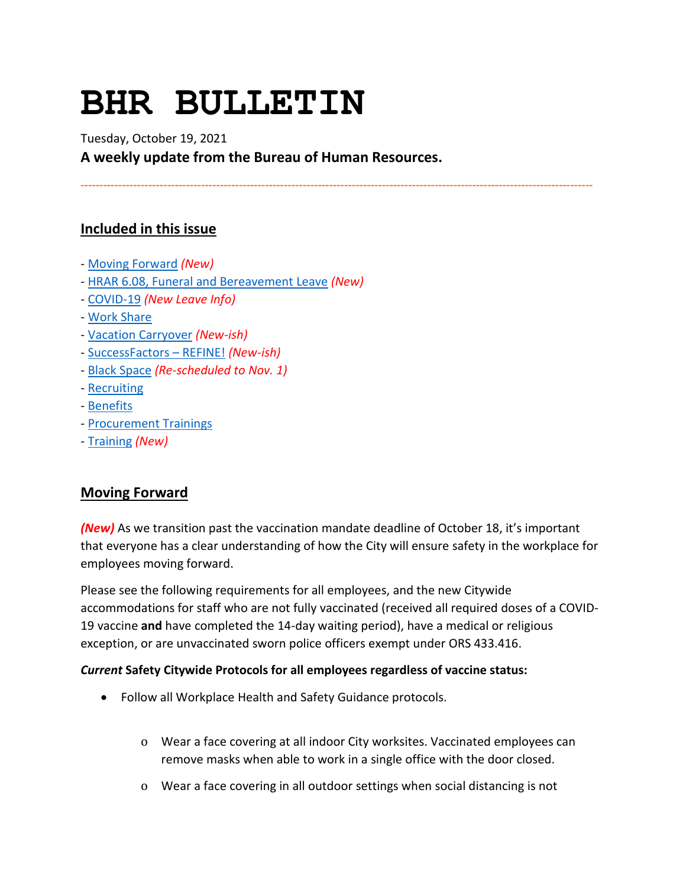# BHR BULLETIN

Tuesday, October 19, 2021

**A weekly update from the Bureau of Human Resources.**

---

## Included in this issue

- Moving Forward *(New)*
- HRAR 6.08, Funeral and Bereavement Leave *(New)*
- COVID-19 *(New Leave Info)*
- Work Share
- Vacation Carryover *(New-ish)*
- SuccessFactors – REFINE! *(New-ish)*
- Black Space *(Re-scheduled to Nov. 1)*
- Recruiting
- Benefits
- Procurement Trainings
- Training *(New)*

## Moving Forward

***(New)*** As we transition past the vaccination mandate deadline of October 18, it's important that everyone has a clear understanding of how the City will ensure safety in the workplace for employees moving forward.

Please see the following requirements for all employees, and the new Citywide accommodations for staff who are not fully vaccinated (received all required doses of a COVID-19 vaccine **and** have completed the 14-day waiting period), have a medical or religious exception, or are unvaccinated sworn police officers exempt under ORS 433.416.

***Current*** **Safety Citywide Protocols for all employees regardless of vaccine status:**

- Follow all Workplace Health and Safety Guidance protocols.
  - Wear a face covering at all indoor City worksites. Vaccinated employees can remove masks when able to work in a single office with the door closed.
  - Wear a face covering in all outdoor settings when social distancing is not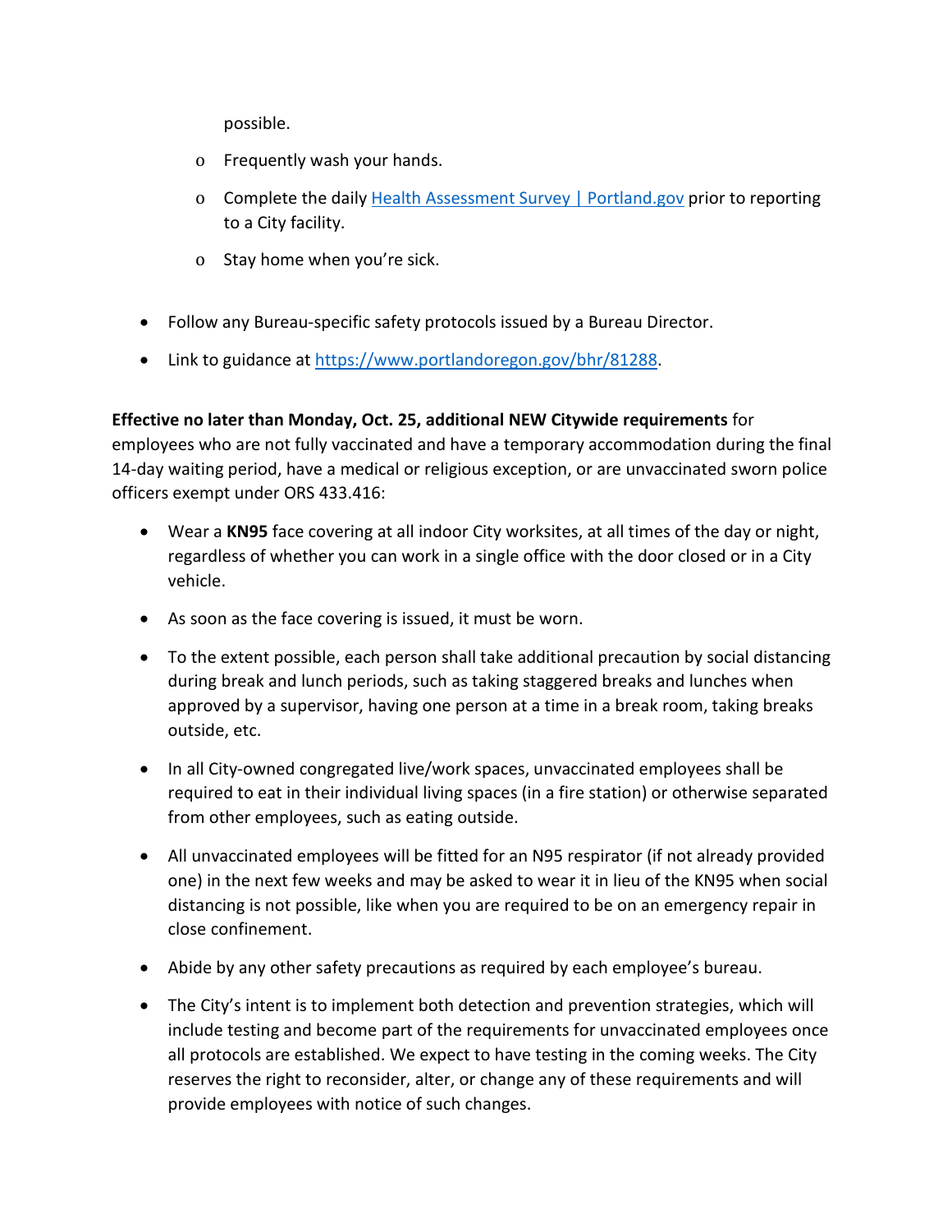possible.

  - Frequently wash your hands.
  - Complete the daily [Health Assessment Survey | Portland.gov](https://www.portland.gov) prior to reporting to a City facility.
  - Stay home when you're sick.

- Follow any Bureau-specific safety protocols issued by a Bureau Director.
- Link to guidance at [https://www.portlandoregon.gov/bhr/81288](https://www.portlandoregon.gov/bhr/81288).

**Effective no later than Monday, Oct. 25, additional NEW Citywide requirements** for employees who are not fully vaccinated and have a temporary accommodation during the final 14-day waiting period, have a medical or religious exception, or are unvaccinated sworn police officers exempt under ORS 433.416:

- Wear a **KN95** face covering at all indoor City worksites, at all times of the day or night, regardless of whether you can work in a single office with the door closed or in a City vehicle.
- As soon as the face covering is issued, it must be worn.
- To the extent possible, each person shall take additional precaution by social distancing during break and lunch periods, such as taking staggered breaks and lunches when approved by a supervisor, having one person at a time in a break room, taking breaks outside, etc.
- In all City-owned congregated live/work spaces, unvaccinated employees shall be required to eat in their individual living spaces (in a fire station) or otherwise separated from other employees, such as eating outside.
- All unvaccinated employees will be fitted for an N95 respirator (if not already provided one) in the next few weeks and may be asked to wear it in lieu of the KN95 when social distancing is not possible, like when you are required to be on an emergency repair in close confinement.
- Abide by any other safety precautions as required by each employee's bureau.
- The City's intent is to implement both detection and prevention strategies, which will include testing and become part of the requirements for unvaccinated employees once all protocols are established. We expect to have testing in the coming weeks. The City reserves the right to reconsider, alter, or change any of these requirements and will provide employees with notice of such changes.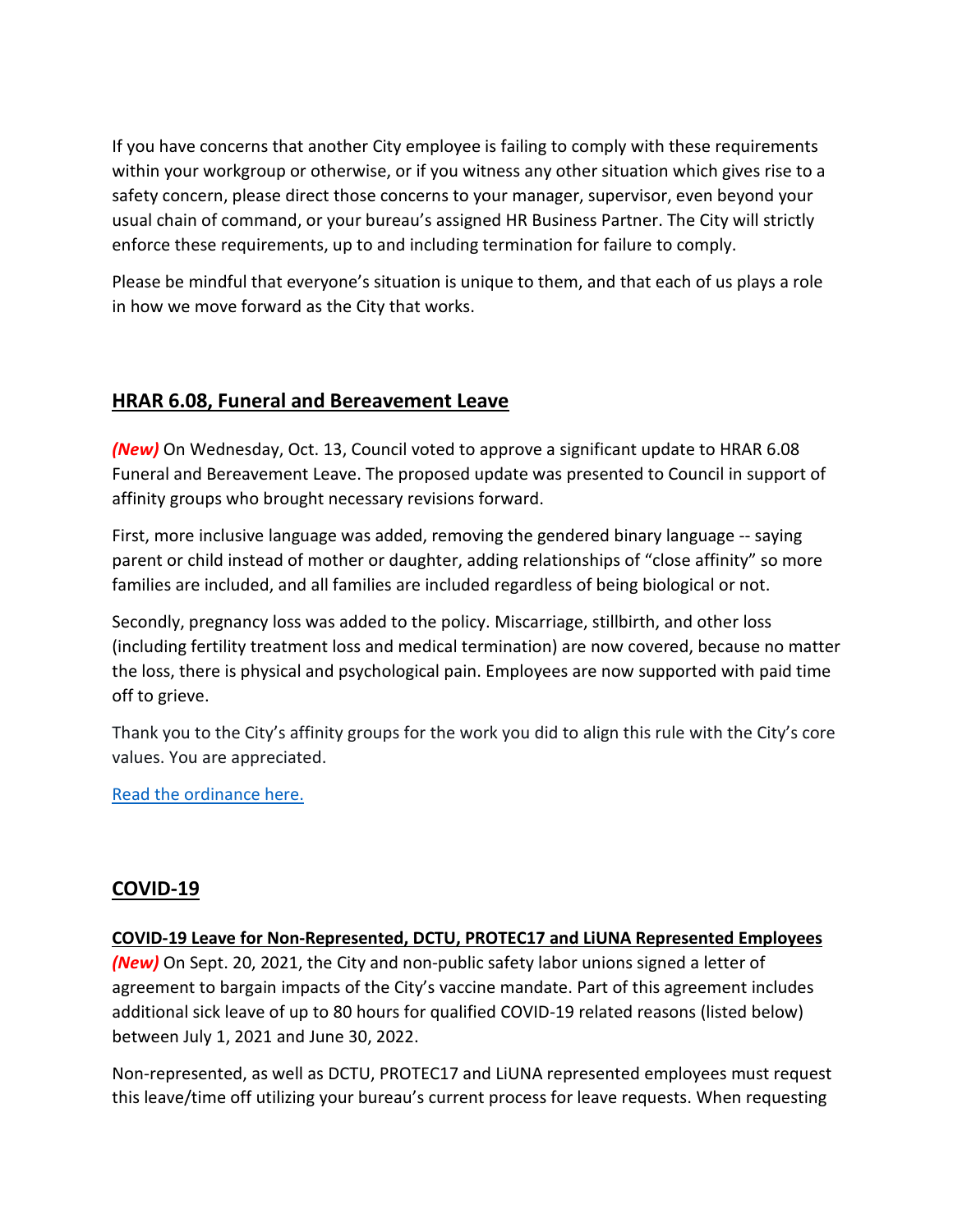If you have concerns that another City employee is failing to comply with these requirements within your workgroup or otherwise, or if you witness any other situation which gives rise to a safety concern, please direct those concerns to your manager, supervisor, even beyond your usual chain of command, or your bureau's assigned HR Business Partner. The City will strictly enforce these requirements, up to and including termination for failure to comply.

Please be mindful that everyone's situation is unique to them, and that each of us plays a role in how we move forward as the City that works.

## HRAR 6.08, Funeral and Bereavement Leave

***(New)*** On Wednesday, Oct. 13, Council voted to approve a significant update to HRAR 6.08 Funeral and Bereavement Leave. The proposed update was presented to Council in support of affinity groups who brought necessary revisions forward.

First, more inclusive language was added, removing the gendered binary language -- saying parent or child instead of mother or daughter, adding relationships of "close affinity" so more families are included, and all families are included regardless of being biological or not.

Secondly, pregnancy loss was added to the policy. Miscarriage, stillbirth, and other loss (including fertility treatment loss and medical termination) are now covered, because no matter the loss, there is physical and psychological pain. Employees are now supported with paid time off to grieve.

Thank you to the City's affinity groups for the work you did to align this rule with the City's core values. You are appreciated.

[Read the ordinance here.]

## COVID-19

### COVID-19 Leave for Non-Represented, DCTU, PROTEC17 and LiUNA Represented Employees

***(New)*** On Sept. 20, 2021, the City and non-public safety labor unions signed a letter of agreement to bargain impacts of the City's vaccine mandate. Part of this agreement includes additional sick leave of up to 80 hours for qualified COVID-19 related reasons (listed below) between July 1, 2021 and June 30, 2022.

Non-represented, as well as DCTU, PROTEC17 and LiUNA represented employees must request this leave/time off utilizing your bureau's current process for leave requests. When requesting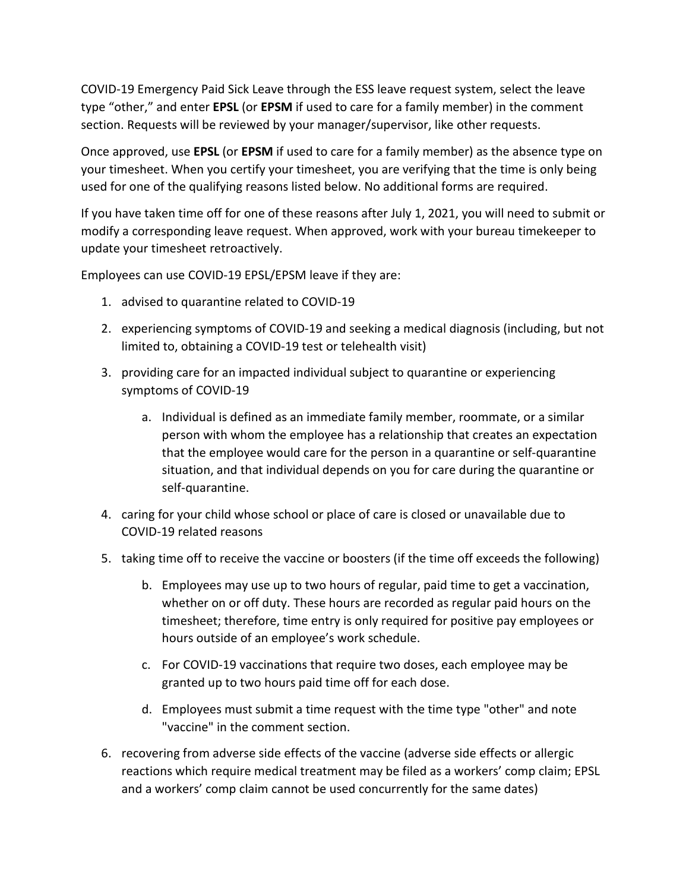COVID-19 Emergency Paid Sick Leave through the ESS leave request system, select the leave type “other,” and enter **EPSL** (or **EPSM** if used to care for a family member) in the comment section. Requests will be reviewed by your manager/supervisor, like other requests.

Once approved, use **EPSL** (or **EPSM** if used to care for a family member) as the absence type on your timesheet. When you certify your timesheet, you are verifying that the time is only being used for one of the qualifying reasons listed below. No additional forms are required.

If you have taken time off for one of these reasons after July 1, 2021, you will need to submit or modify a corresponding leave request. When approved, work with your bureau timekeeper to update your timesheet retroactively.

Employees can use COVID-19 EPSL/EPSM leave if they are:

1. advised to quarantine related to COVID-19
2. experiencing symptoms of COVID-19 and seeking a medical diagnosis (including, but not limited to, obtaining a COVID-19 test or telehealth visit)
3. providing care for an impacted individual subject to quarantine or experiencing symptoms of COVID-19
    a. Individual is defined as an immediate family member, roommate, or a similar person with whom the employee has a relationship that creates an expectation that the employee would care for the person in a quarantine or self-quarantine situation, and that individual depends on you for care during the quarantine or self-quarantine.
4. caring for your child whose school or place of care is closed or unavailable due to COVID-19 related reasons
5. taking time off to receive the vaccine or boosters (if the time off exceeds the following)
    b. Employees may use up to two hours of regular, paid time to get a vaccination, whether on or off duty. These hours are recorded as regular paid hours on the timesheet; therefore, time entry is only required for positive pay employees or hours outside of an employee’s work schedule.
    c. For COVID-19 vaccinations that require two doses, each employee may be granted up to two hours paid time off for each dose.
    d. Employees must submit a time request with the time type "other" and note "vaccine" in the comment section.
6. recovering from adverse side effects of the vaccine (adverse side effects or allergic reactions which require medical treatment may be filed as a workers’ comp claim; EPSL and a workers’ comp claim cannot be used concurrently for the same dates)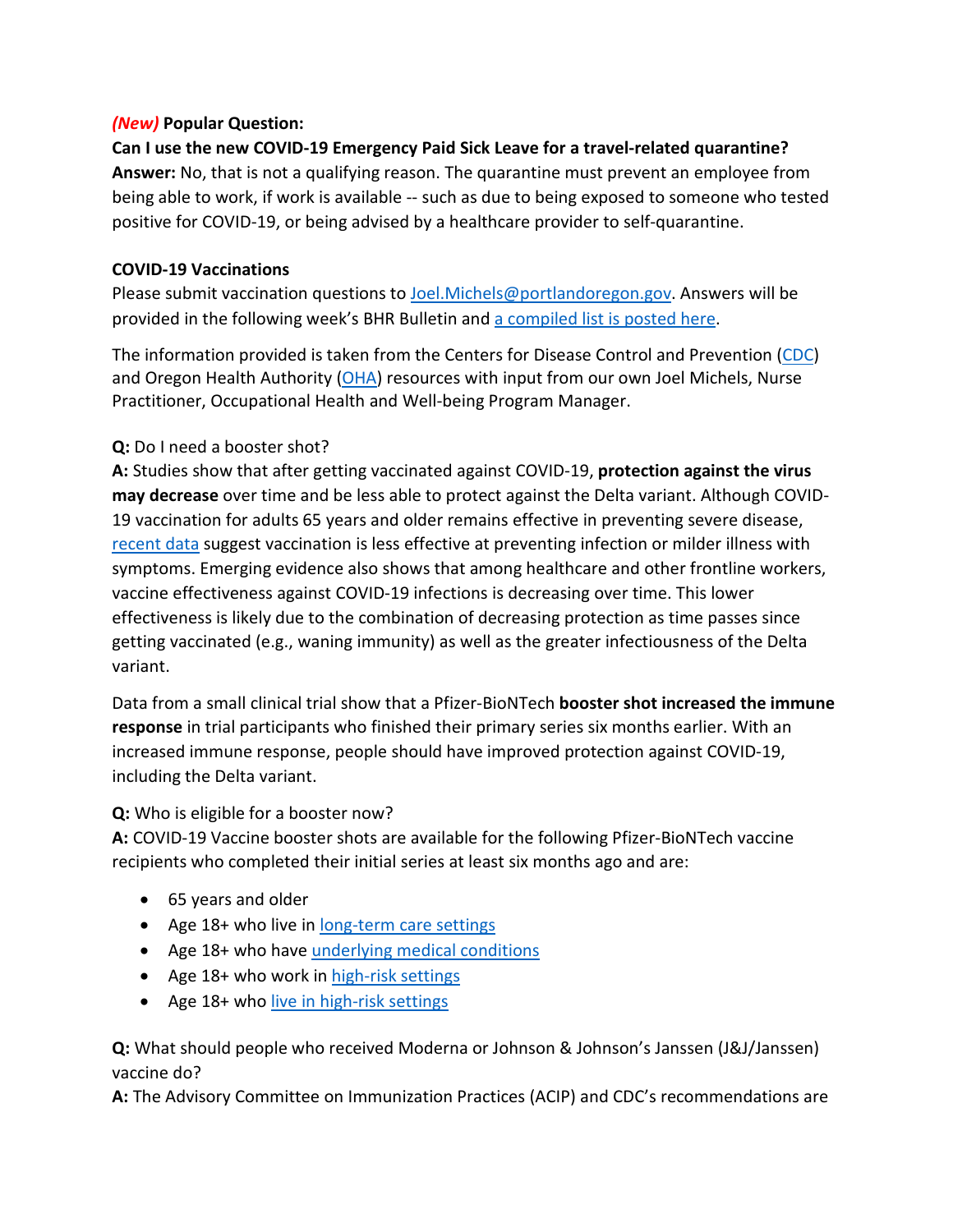***(New)*** **Popular Question:**

**Can I use the new COVID-19 Emergency Paid Sick Leave for a travel-related quarantine?**
**Answer:** No, that is not a qualifying reason. The quarantine must prevent an employee from being able to work, if work is available -- such as due to being exposed to someone who tested positive for COVID-19, or being advised by a healthcare provider to self-quarantine.

**COVID-19 Vaccinations**

Please submit vaccination questions to Joel.Michels@portlandoregon.gov. Answers will be provided in the following week's BHR Bulletin and a compiled list is posted here.

The information provided is taken from the Centers for Disease Control and Prevention (CDC) and Oregon Health Authority (OHA) resources with input from our own Joel Michels, Nurse Practitioner, Occupational Health and Well-being Program Manager.

**Q:** Do I need a booster shot?
**A:** Studies show that after getting vaccinated against COVID-19, **protection against the virus may decrease** over time and be less able to protect against the Delta variant. Although COVID-19 vaccination for adults 65 years and older remains effective in preventing severe disease, recent data suggest vaccination is less effective at preventing infection or milder illness with symptoms. Emerging evidence also shows that among healthcare and other frontline workers, vaccine effectiveness against COVID-19 infections is decreasing over time. This lower effectiveness is likely due to the combination of decreasing protection as time passes since getting vaccinated (e.g., waning immunity) as well as the greater infectiousness of the Delta variant.

Data from a small clinical trial show that a Pfizer-BioNTech **booster shot increased the immune response** in trial participants who finished their primary series six months earlier. With an increased immune response, people should have improved protection against COVID-19, including the Delta variant.

**Q:** Who is eligible for a booster now?
**A:** COVID-19 Vaccine booster shots are available for the following Pfizer-BioNTech vaccine recipients who completed their initial series at least six months ago and are:

- 65 years and older
- Age 18+ who live in long-term care settings
- Age 18+ who have underlying medical conditions
- Age 18+ who work in high-risk settings
- Age 18+ who live in high-risk settings

**Q:** What should people who received Moderna or Johnson & Johnson's Janssen (J&J/Janssen) vaccine do?
**A:** The Advisory Committee on Immunization Practices (ACIP) and CDC's recommendations are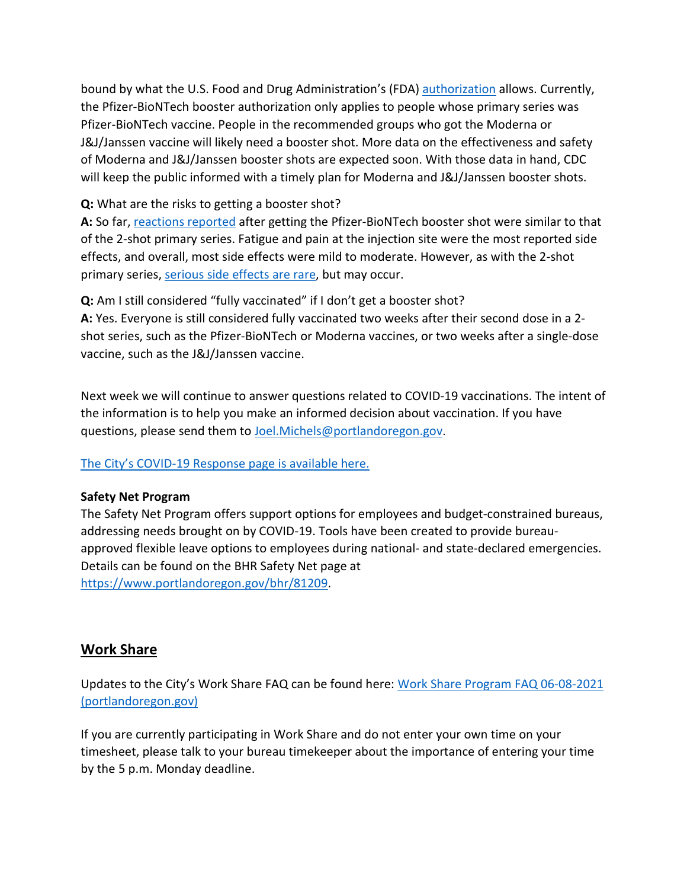bound by what the U.S. Food and Drug Administration's (FDA) [authorization](#) allows. Currently, the Pfizer-BioNTech booster authorization only applies to people whose primary series was Pfizer-BioNTech vaccine. People in the recommended groups who got the Moderna or J&J/Janssen vaccine will likely need a booster shot. More data on the effectiveness and safety of Moderna and J&J/Janssen booster shots are expected soon. With those data in hand, CDC will keep the public informed with a timely plan for Moderna and J&J/Janssen booster shots.

**Q:** What are the risks to getting a booster shot?
**A:** So far, [reactions reported](#) after getting the Pfizer-BioNTech booster shot were similar to that of the 2-shot primary series. Fatigue and pain at the injection site were the most reported side effects, and overall, most side effects were mild to moderate. However, as with the 2-shot primary series, [serious side effects are rare](#), but may occur.

**Q:** Am I still considered "fully vaccinated" if I don't get a booster shot?
**A:** Yes. Everyone is still considered fully vaccinated two weeks after their second dose in a 2-shot series, such as the Pfizer-BioNTech or Moderna vaccines, or two weeks after a single-dose vaccine, such as the J&J/Janssen vaccine.

Next week we will continue to answer questions related to COVID-19 vaccinations. The intent of the information is to help you make an informed decision about vaccination. If you have questions, please send them to [Joel.Michels@portlandoregon.gov](mailto:Joel.Michels@portlandoregon.gov).

[The City's COVID-19 Response page is available here.](#)

**Safety Net Program**
The Safety Net Program offers support options for employees and budget-constrained bureaus, addressing needs brought on by COVID-19. Tools have been created to provide bureau-approved flexible leave options to employees during national- and state-declared emergencies. Details can be found on the BHR Safety Net page at [https://www.portlandoregon.gov/bhr/81209](https://www.portlandoregon.gov/bhr/81209).

## Work Share

Updates to the City's Work Share FAQ can be found here: [Work Share Program FAQ 06-08-2021 (portlandoregon.gov)](#)

If you are currently participating in Work Share and do not enter your own time on your timesheet, please talk to your bureau timekeeper about the importance of entering your time by the 5 p.m. Monday deadline.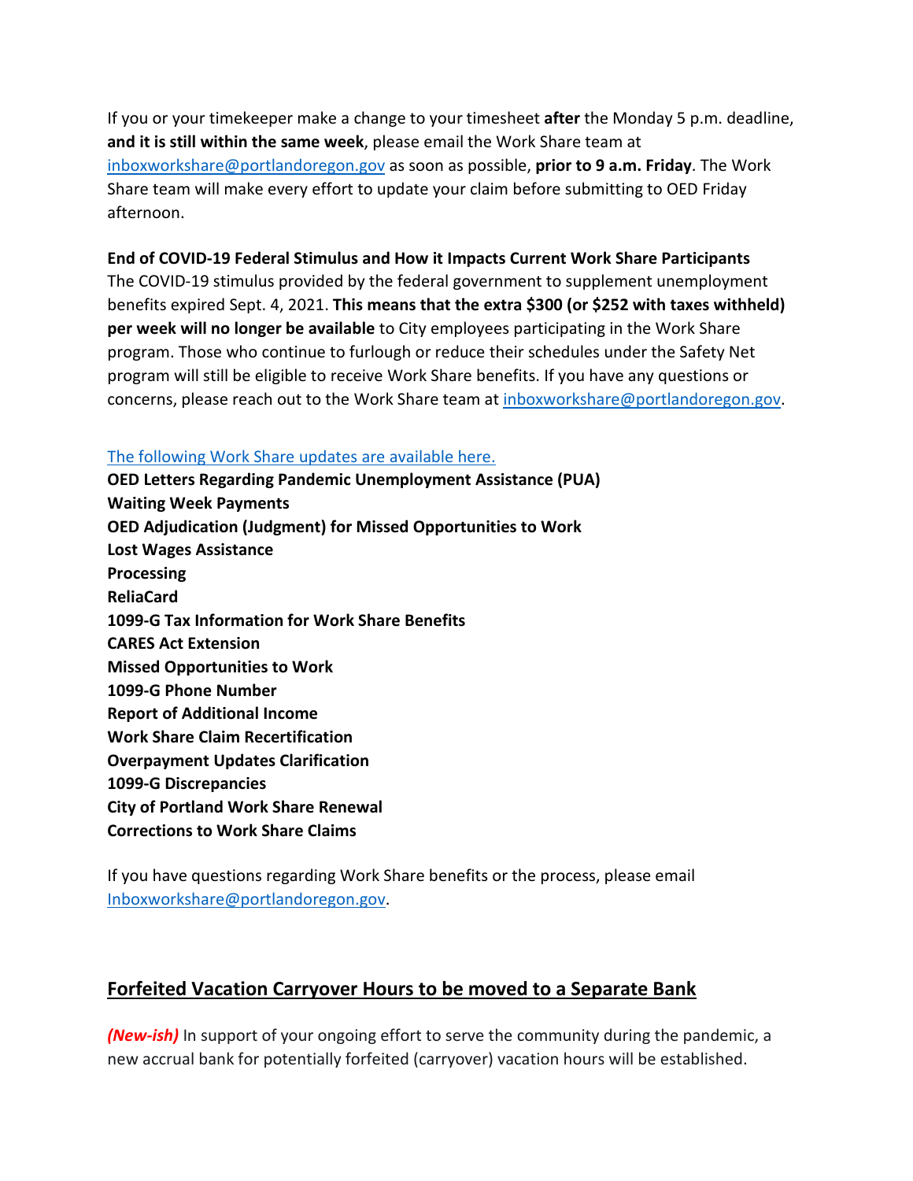If you or your timekeeper make a change to your timesheet **after** the Monday 5 p.m. deadline, **and it is still within the same week**, please email the Work Share team at [inboxworkshare@portlandoregon.gov](mailto:inboxworkshare@portlandoregon.gov) as soon as possible, **prior to 9 a.m. Friday**. The Work Share team will make every effort to update your claim before submitting to OED Friday afternoon.

**End of COVID-19 Federal Stimulus and How it Impacts Current Work Share Participants**
The COVID-19 stimulus provided by the federal government to supplement unemployment benefits expired Sept. 4, 2021. **This means that the extra $300 (or $252 with taxes withheld) per week will no longer be available** to City employees participating in the Work Share program. Those who continue to furlough or reduce their schedules under the Safety Net program will still be eligible to receive Work Share benefits. If you have any questions or concerns, please reach out to the Work Share team at [inboxworkshare@portlandoregon.gov](mailto:inboxworkshare@portlandoregon.gov).

The following Work Share updates are available here.

**OED Letters Regarding Pandemic Unemployment Assistance (PUA)**
**Waiting Week Payments**
**OED Adjudication (Judgment) for Missed Opportunities to Work**
**Lost Wages Assistance**
**Processing**
**ReliaCard**
**1099-G Tax Information for Work Share Benefits**
**CARES Act Extension**
**Missed Opportunities to Work**
**1099-G Phone Number**
**Report of Additional Income**
**Work Share Claim Recertification**
**Overpayment Updates Clarification**
**1099-G Discrepancies**
**City of Portland Work Share Renewal**
**Corrections to Work Share Claims**

If you have questions regarding Work Share benefits or the process, please email [Inboxworkshare@portlandoregon.gov](mailto:Inboxworkshare@portlandoregon.gov).

## Forfeited Vacation Carryover Hours to be moved to a Separate Bank

***(New-ish)*** In support of your ongoing effort to serve the community during the pandemic, a new accrual bank for potentially forfeited (carryover) vacation hours will be established.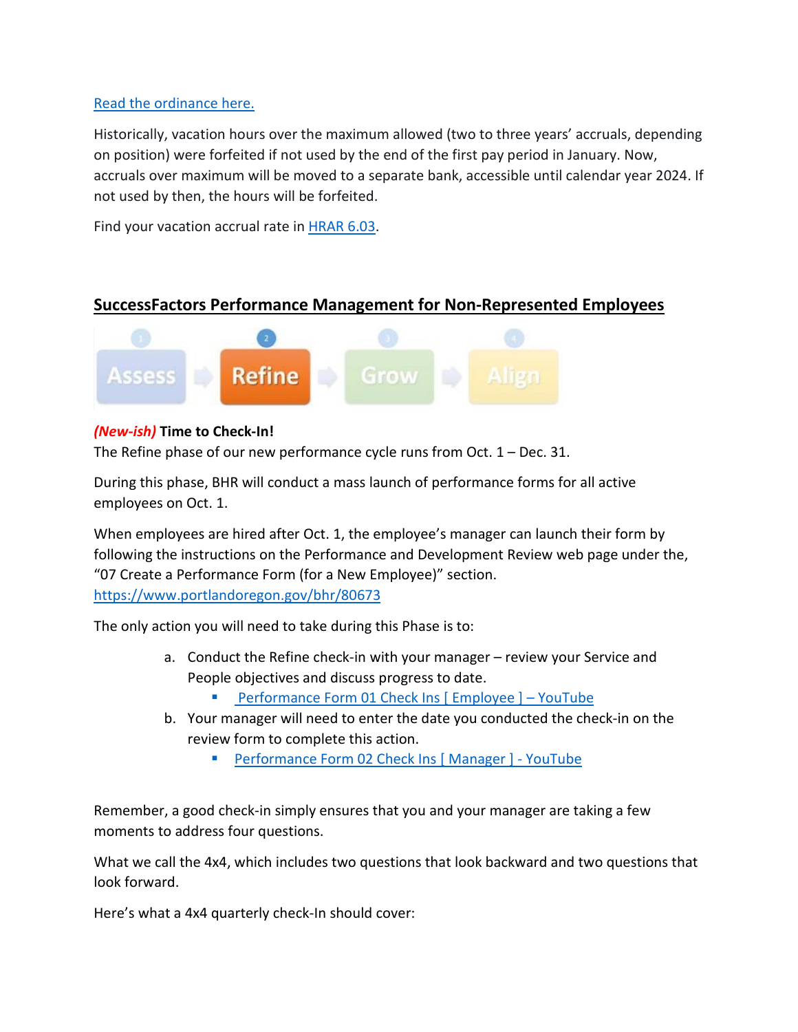[Read the ordinance here.]

Historically, vacation hours over the maximum allowed (two to three years' accruals, depending on position) were forfeited if not used by the end of the first pay period in January. Now, accruals over maximum will be moved to a separate bank, accessible until calendar year 2024. If not used by then, the hours will be forfeited.

Find your vacation accrual rate in [HRAR 6.03].

## SuccessFactors Performance Management for Non-Represented Employees

Assess → Refine → Grow → Align

***(New-ish)*** **Time to Check-In!**

The Refine phase of our new performance cycle runs from Oct. 1 – Dec. 31.

During this phase, BHR will conduct a mass launch of performance forms for all active employees on Oct. 1.

When employees are hired after Oct. 1, the employee's manager can launch their form by following the instructions on the Performance and Development Review web page under the, "07 Create a Performance Form (for a New Employee)" section. https://www.portlandoregon.gov/bhr/80673

The only action you will need to take during this Phase is to:

a. Conduct the Refine check-in with your manager – review your Service and People objectives and discuss progress to date.
   - Performance Form 01 Check Ins [ Employee ] – YouTube
b. Your manager will need to enter the date you conducted the check-in on the review form to complete this action.
   - Performance Form 02 Check Ins [ Manager ] - YouTube

Remember, a good check-in simply ensures that you and your manager are taking a few moments to address four questions.

What we call the 4x4, which includes two questions that look backward and two questions that look forward.

Here's what a 4x4 quarterly check-In should cover: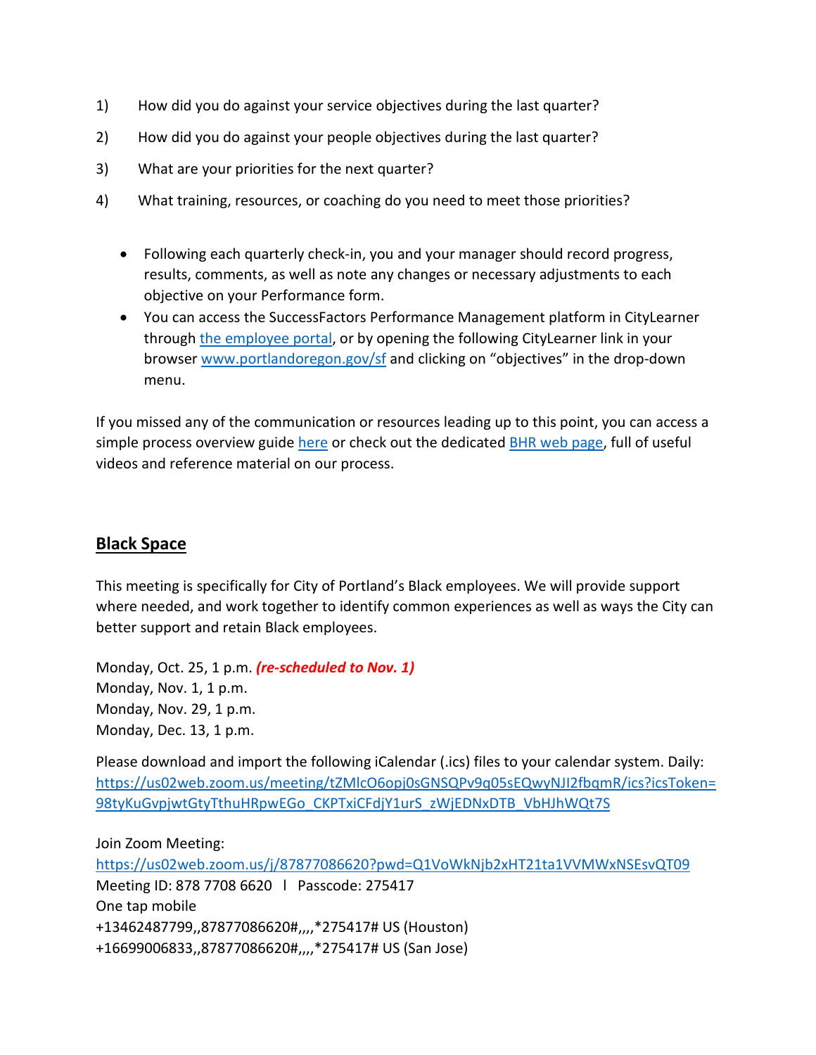1) How did you do against your service objectives during the last quarter?

2) How did you do against your people objectives during the last quarter?

3) What are your priorities for the next quarter?

4) What training, resources, or coaching do you need to meet those priorities?

- Following each quarterly check-in, you and your manager should record progress, results, comments, as well as note any changes or necessary adjustments to each objective on your Performance form.
- You can access the SuccessFactors Performance Management platform in CityLearner through [the employee portal](), or by opening the following CityLearner link in your browser [www.portlandoregon.gov/sf]() and clicking on "objectives" in the drop-down menu.

If you missed any of the communication or resources leading up to this point, you can access a simple process overview guide [here]() or check out the dedicated [BHR web page](), full of useful videos and reference material on our process.

## Black Space

This meeting is specifically for City of Portland's Black employees. We will provide support where needed, and work together to identify common experiences as well as ways the City can better support and retain Black employees.

Monday, Oct. 25, 1 p.m. ***(re-scheduled to Nov. 1)***
Monday, Nov. 1, 1 p.m.
Monday, Nov. 29, 1 p.m.
Monday, Dec. 13, 1 p.m.

Please download and import the following iCalendar (.ics) files to your calendar system. Daily: https://us02web.zoom.us/meeting/tZMlcO6opj0sGNSQPv9q05sEQwyNJI2fbqmR/ics?icsToken=98tyKuGvpjwtGtyTthuHRpwEGo_CKPTxiCFdjY1urS_zWjEDNxDTB_VbHJhWQt7S

Join Zoom Meeting:
https://us02web.zoom.us/j/87877086620?pwd=Q1VoWkNjb2xHT21ta1VVMWxNSEsvQT09
Meeting ID: 878 7708 6620 | Passcode: 275417
One tap mobile
+13462487799,,87877086620#,,,,*275417# US (Houston)
+16699006833,,87877086620#,,,,*275417# US (San Jose)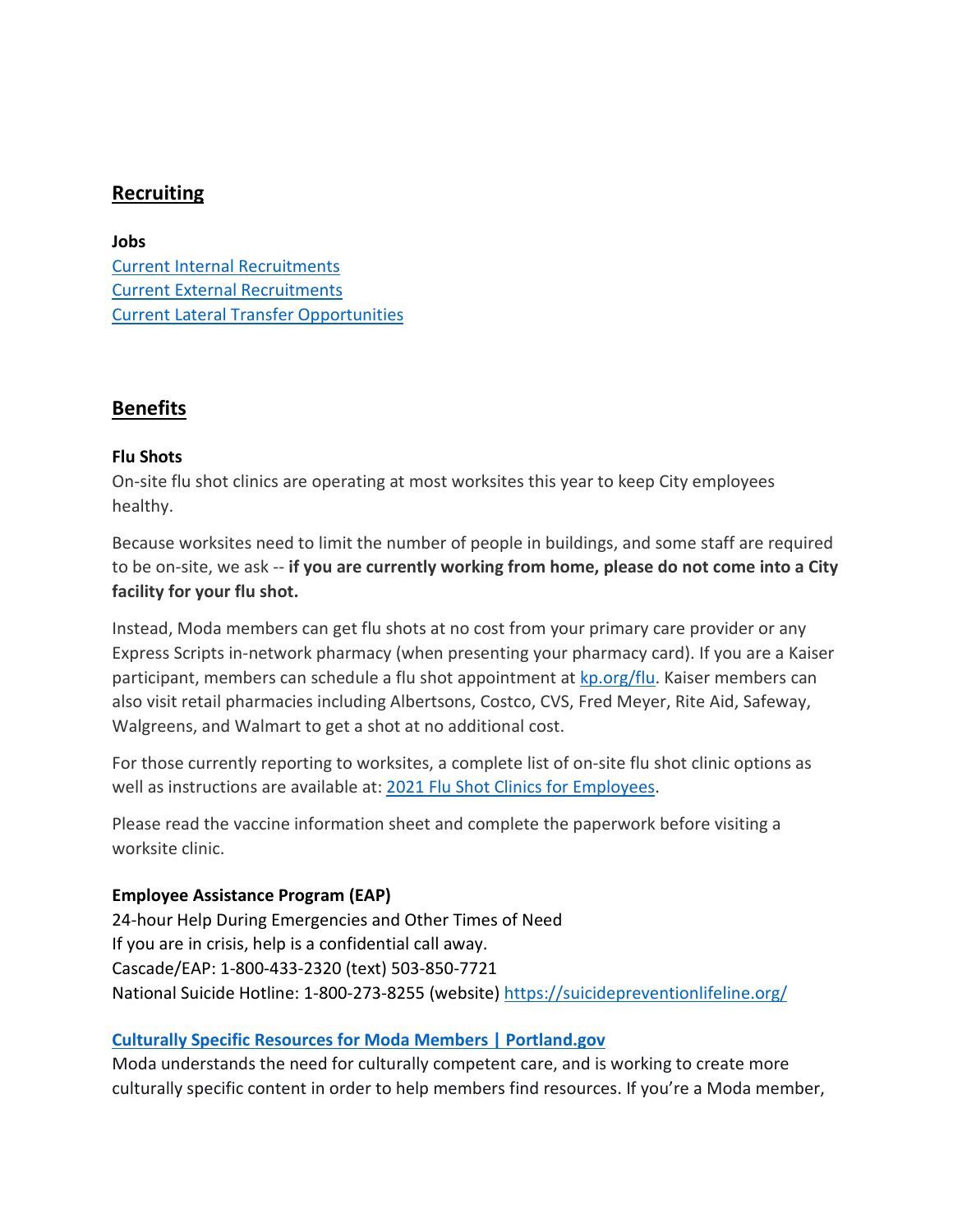## Recruiting

**Jobs**
[Current Internal Recruitments](#)
[Current External Recruitments](#)
[Current Lateral Transfer Opportunities](#)

## Benefits

**Flu Shots**
On-site flu shot clinics are operating at most worksites this year to keep City employees healthy.

Because worksites need to limit the number of people in buildings, and some staff are required to be on-site, we ask -- **if you are currently working from home, please do not come into a City facility for your flu shot.**

Instead, Moda members can get flu shots at no cost from your primary care provider or any Express Scripts in-network pharmacy (when presenting your pharmacy card). If you are a Kaiser participant, members can schedule a flu shot appointment at [kp.org/flu](#). Kaiser members can also visit retail pharmacies including Albertsons, Costco, CVS, Fred Meyer, Rite Aid, Safeway, Walgreens, and Walmart to get a shot at no additional cost.

For those currently reporting to worksites, a complete list of on-site flu shot clinic options as well as instructions are available at: [2021 Flu Shot Clinics for Employees](#).

Please read the vaccine information sheet and complete the paperwork before visiting a worksite clinic.

**Employee Assistance Program (EAP)**
24-hour Help During Emergencies and Other Times of Need
If you are in crisis, help is a confidential call away.
Cascade/EAP: 1-800-433-2320 (text) 503-850-7721
National Suicide Hotline: 1-800-273-8255 (website) https://suicidepreventionlifeline.org/

**[Culturally Specific Resources for Moda Members | Portland.gov](#)**
Moda understands the need for culturally competent care, and is working to create more culturally specific content in order to help members find resources. If you're a Moda member,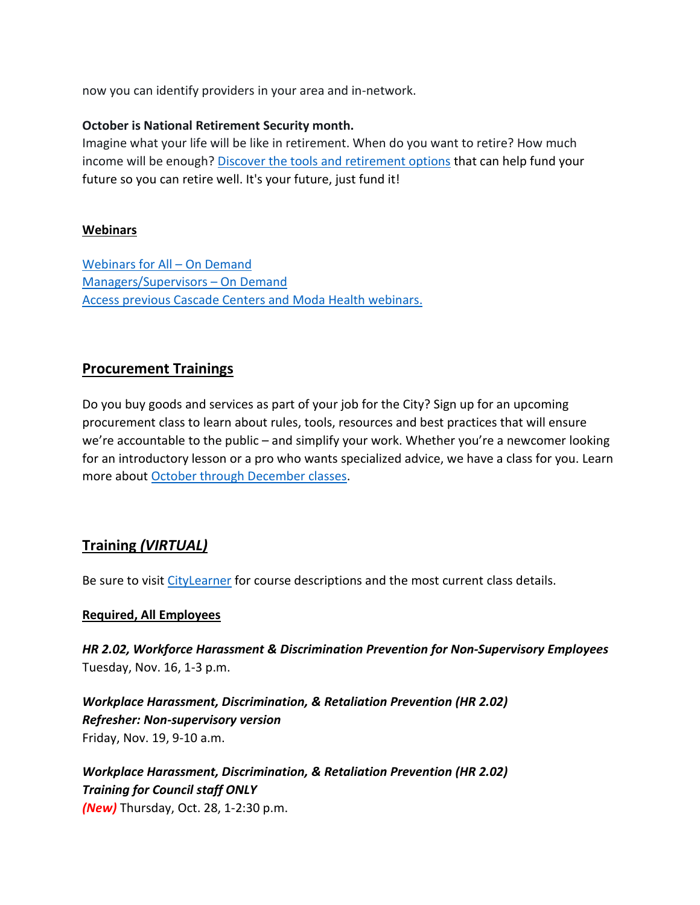now you can identify providers in your area and in-network.

**October is National Retirement Security month.**
Imagine what your life will be like in retirement. When do you want to retire? How much income will be enough? Discover the tools and retirement options that can help fund your future so you can retire well. It's your future, just fund it!

**Webinars**

Webinars for All – On Demand
Managers/Supervisors – On Demand
Access previous Cascade Centers and Moda Health webinars.

## Procurement Trainings

Do you buy goods and services as part of your job for the City? Sign up for an upcoming procurement class to learn about rules, tools, resources and best practices that will ensure we're accountable to the public – and simplify your work. Whether you're a newcomer looking for an introductory lesson or a pro who wants specialized advice, we have a class for you. Learn more about October through December classes.

## Training *(VIRTUAL)*

Be sure to visit CityLearner for course descriptions and the most current class details.

**Required, All Employees**

***HR 2.02, Workforce Harassment & Discrimination Prevention for Non-Supervisory Employees***
Tuesday, Nov. 16, 1-3 p.m.

***Workplace Harassment, Discrimination, & Retaliation Prevention (HR 2.02) Refresher: Non-supervisory version***
Friday, Nov. 19, 9-10 a.m.

***Workplace Harassment, Discrimination, & Retaliation Prevention (HR 2.02) Training for Council staff ONLY***
***(New)*** Thursday, Oct. 28, 1-2:30 p.m.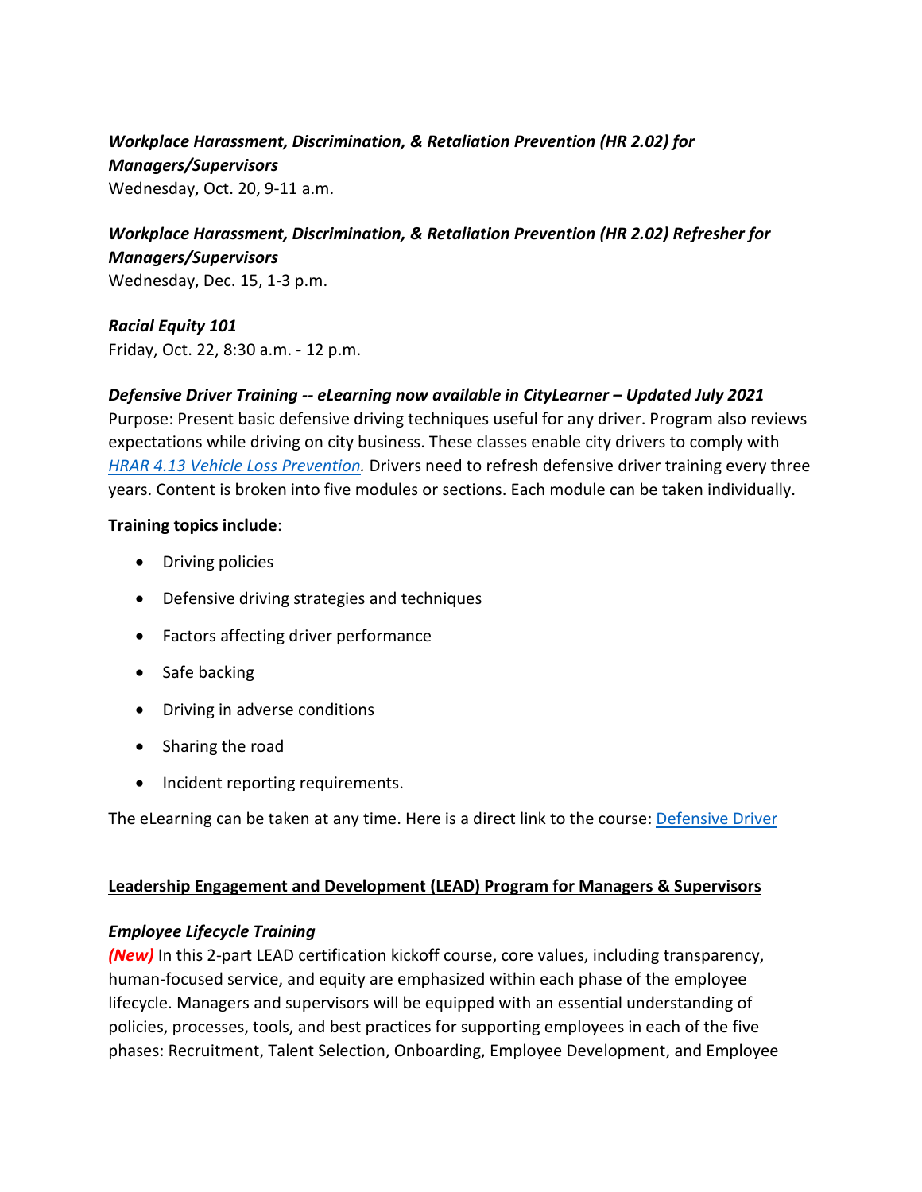***Workplace Harassment, Discrimination, & Retaliation Prevention (HR 2.02) for Managers/Supervisors***
Wednesday, Oct. 20, 9-11 a.m.

***Workplace Harassment, Discrimination, & Retaliation Prevention (HR 2.02) Refresher for Managers/Supervisors***
Wednesday, Dec. 15, 1-3 p.m.

***Racial Equity 101***
Friday, Oct. 22, 8:30 a.m. - 12 p.m.

***Defensive Driver Training -- eLearning now available in CityLearner – Updated July 2021***
Purpose: Present basic defensive driving techniques useful for any driver. Program also reviews expectations while driving on city business. These classes enable city drivers to comply with *HRAR 4.13 Vehicle Loss Prevention.* Drivers need to refresh defensive driver training every three years. Content is broken into five modules or sections. Each module can be taken individually.

**Training topics include**:

- Driving policies
- Defensive driving strategies and techniques
- Factors affecting driver performance
- Safe backing
- Driving in adverse conditions
- Sharing the road
- Incident reporting requirements.

The eLearning can be taken at any time. Here is a direct link to the course: Defensive Driver

**Leadership Engagement and Development (LEAD) Program for Managers & Supervisors**

***Employee Lifecycle Training***
***(New)*** In this 2-part LEAD certification kickoff course, core values, including transparency, human-focused service, and equity are emphasized within each phase of the employee lifecycle. Managers and supervisors will be equipped with an essential understanding of policies, processes, tools, and best practices for supporting employees in each of the five phases: Recruitment, Talent Selection, Onboarding, Employee Development, and Employee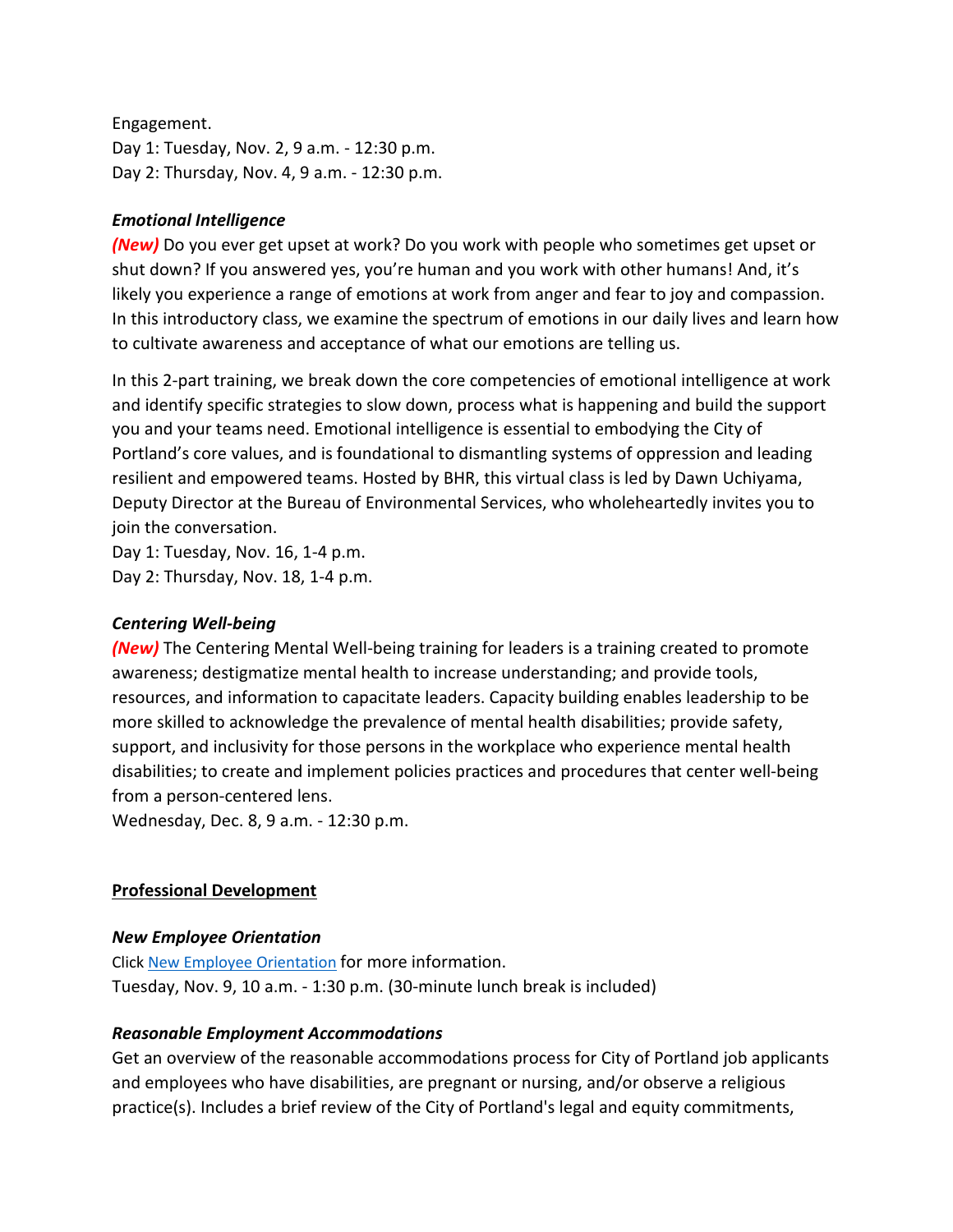Engagement.
Day 1: Tuesday, Nov. 2, 9 a.m. - 12:30 p.m.
Day 2: Thursday, Nov. 4, 9 a.m. - 12:30 p.m.

***Emotional Intelligence***

***(New)*** Do you ever get upset at work? Do you work with people who sometimes get upset or shut down? If you answered yes, you're human and you work with other humans! And, it's likely you experience a range of emotions at work from anger and fear to joy and compassion. In this introductory class, we examine the spectrum of emotions in our daily lives and learn how to cultivate awareness and acceptance of what our emotions are telling us.

In this 2-part training, we break down the core competencies of emotional intelligence at work and identify specific strategies to slow down, process what is happening and build the support you and your teams need. Emotional intelligence is essential to embodying the City of Portland's core values, and is foundational to dismantling systems of oppression and leading resilient and empowered teams. Hosted by BHR, this virtual class is led by Dawn Uchiyama, Deputy Director at the Bureau of Environmental Services, who wholeheartedly invites you to join the conversation.
Day 1: Tuesday, Nov. 16, 1-4 p.m.
Day 2: Thursday, Nov. 18, 1-4 p.m.

***Centering Well-being***

***(New)*** The Centering Mental Well-being training for leaders is a training created to promote awareness; destigmatize mental health to increase understanding; and provide tools, resources, and information to capacitate leaders. Capacity building enables leadership to be more skilled to acknowledge the prevalence of mental health disabilities; provide safety, support, and inclusivity for those persons in the workplace who experience mental health disabilities; to create and implement policies practices and procedures that center well-being from a person-centered lens.
Wednesday, Dec. 8, 9 a.m. - 12:30 p.m.

**Professional Development**

***New Employee Orientation***

Click [New Employee Orientation] for more information.
Tuesday, Nov. 9, 10 a.m. - 1:30 p.m. (30-minute lunch break is included)

***Reasonable Employment Accommodations***

Get an overview of the reasonable accommodations process for City of Portland job applicants and employees who have disabilities, are pregnant or nursing, and/or observe a religious practice(s). Includes a brief review of the City of Portland's legal and equity commitments,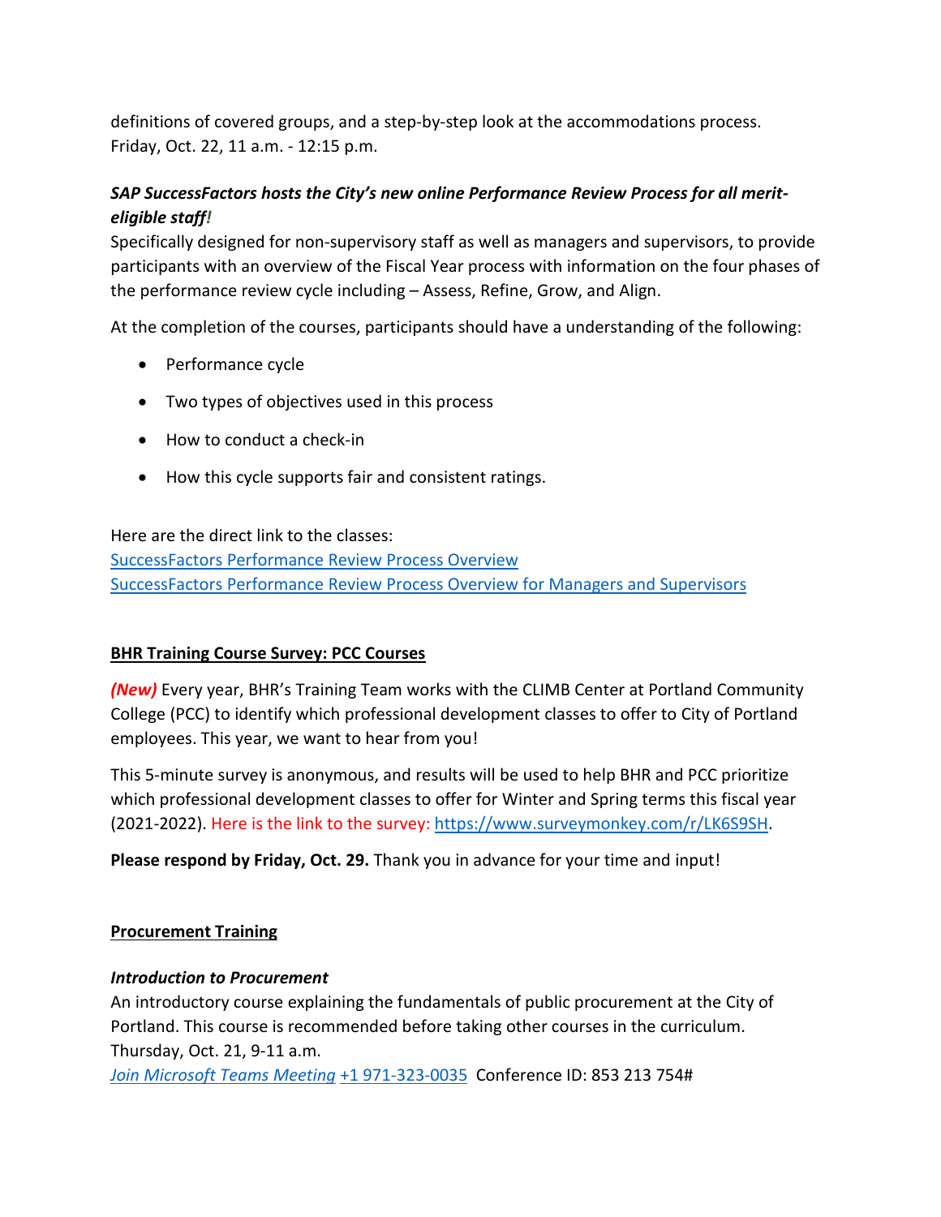definitions of covered groups, and a step-by-step look at the accommodations process.
Friday, Oct. 22, 11 a.m. - 12:15 p.m.

***SAP SuccessFactors hosts the City's new online Performance Review Process for all merit-eligible staff!***
Specifically designed for non-supervisory staff as well as managers and supervisors, to provide participants with an overview of the Fiscal Year process with information on the four phases of the performance review cycle including – Assess, Refine, Grow, and Align.

At the completion of the courses, participants should have a understanding of the following:

- Performance cycle
- Two types of objectives used in this process
- How to conduct a check-in
- How this cycle supports fair and consistent ratings.

Here are the direct link to the classes:
SuccessFactors Performance Review Process Overview
SuccessFactors Performance Review Process Overview for Managers and Supervisors

**BHR Training Course Survey: PCC Courses**

***(New)*** Every year, BHR's Training Team works with the CLIMB Center at Portland Community College (PCC) to identify which professional development classes to offer to City of Portland employees. This year, we want to hear from you!

This 5-minute survey is anonymous, and results will be used to help BHR and PCC prioritize which professional development classes to offer for Winter and Spring terms this fiscal year (2021-2022). Here is the link to the survey: https://www.surveymonkey.com/r/LK6S9SH.

**Please respond by Friday, Oct. 29.** Thank you in advance for your time and input!

**Procurement Training**

***Introduction to Procurement***
An introductory course explaining the fundamentals of public procurement at the City of Portland. This course is recommended before taking other courses in the curriculum.
Thursday, Oct. 21, 9-11 a.m.
*Join Microsoft Teams Meeting* +1 971-323-0035 Conference ID: 853 213 754#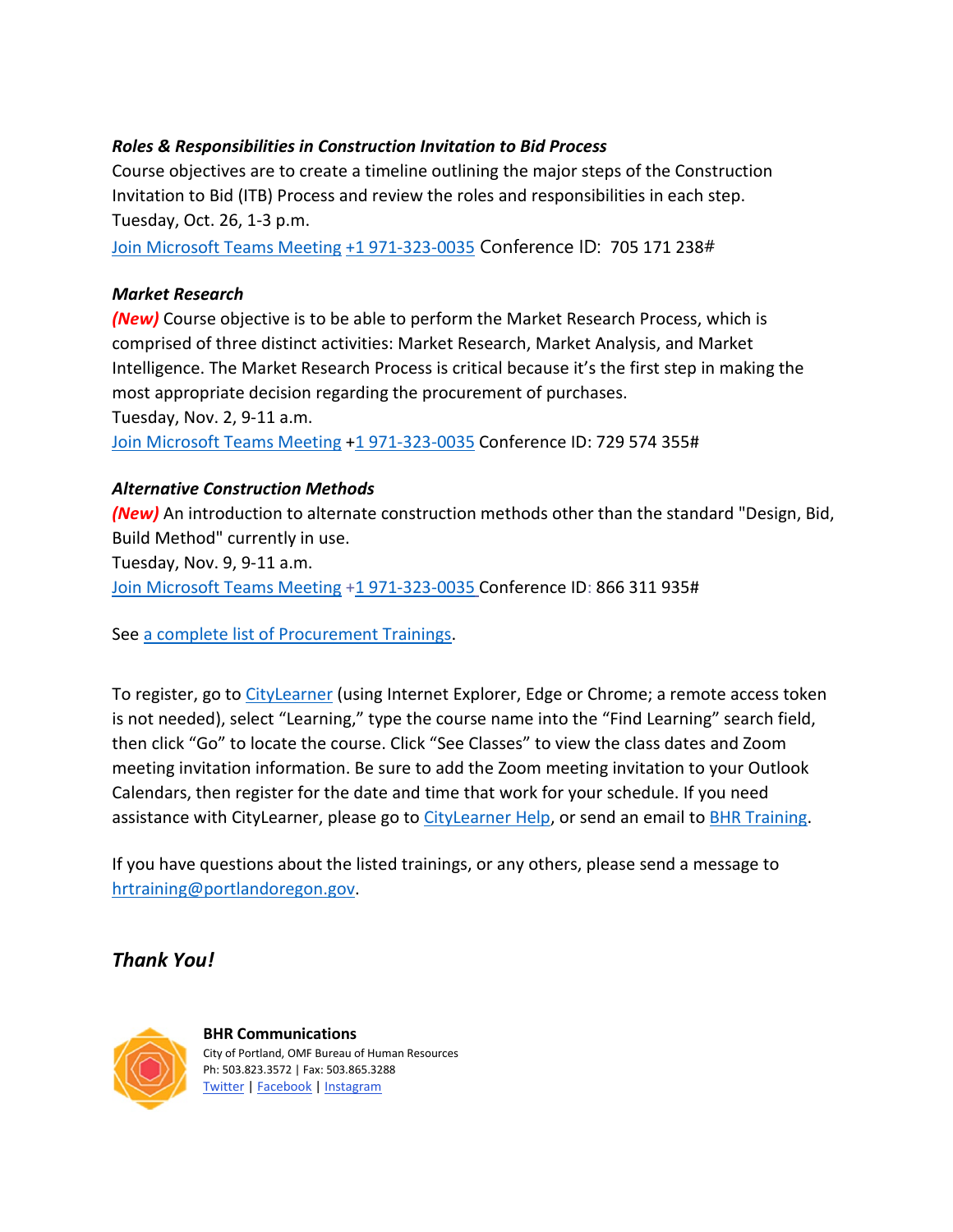***Roles & Responsibilities in Construction Invitation to Bid Process***

Course objectives are to create a timeline outlining the major steps of the Construction Invitation to Bid (ITB) Process and review the roles and responsibilities in each step.
Tuesday, Oct. 26, 1-3 p.m.
Join Microsoft Teams Meeting +1 971-323-0035 Conference ID: 705 171 238#

***Market Research***

***(New)*** Course objective is to be able to perform the Market Research Process, which is comprised of three distinct activities: Market Research, Market Analysis, and Market Intelligence. The Market Research Process is critical because it's the first step in making the most appropriate decision regarding the procurement of purchases.
Tuesday, Nov. 2, 9-11 a.m.
Join Microsoft Teams Meeting +1 971-323-0035 Conference ID: 729 574 355#

***Alternative Construction Methods***

***(New)*** An introduction to alternate construction methods other than the standard "Design, Bid, Build Method" currently in use.
Tuesday, Nov. 9, 9-11 a.m.
Join Microsoft Teams Meeting +1 971-323-0035 Conference ID: 866 311 935#

See a complete list of Procurement Trainings.

To register, go to CityLearner (using Internet Explorer, Edge or Chrome; a remote access token is not needed), select "Learning," type the course name into the "Find Learning" search field, then click "Go" to locate the course. Click "See Classes" to view the class dates and Zoom meeting invitation information. Be sure to add the Zoom meeting invitation to your Outlook Calendars, then register for the date and time that work for your schedule. If you need assistance with CityLearner, please go to CityLearner Help, or send an email to BHR Training.

If you have questions about the listed trainings, or any others, please send a message to hrtraining@portlandoregon.gov.

***Thank You!***

**BHR Communications**
City of Portland, OMF Bureau of Human Resources
Ph: 503.823.3572 | Fax: 503.865.3288
Twitter | Facebook | Instagram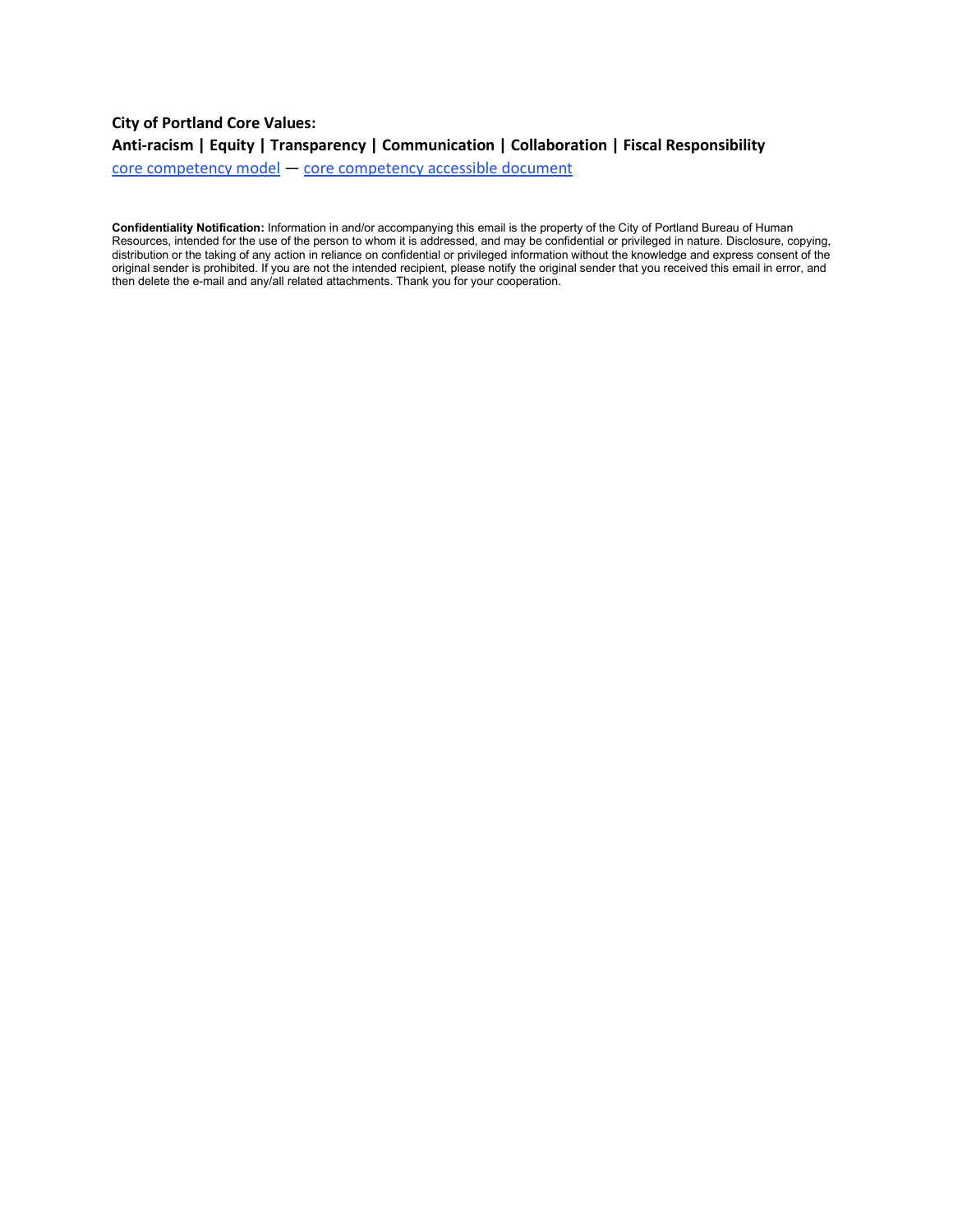**City of Portland Core Values:**
**Anti-racism | Equity | Transparency | Communication | Collaboration | Fiscal Responsibility**
core competency model — core competency accessible document

**Confidentiality Notification:** Information in and/or accompanying this email is the property of the City of Portland Bureau of Human Resources, intended for the use of the person to whom it is addressed, and may be confidential or privileged in nature. Disclosure, copying, distribution or the taking of any action in reliance on confidential or privileged information without the knowledge and express consent of the original sender is prohibited. If you are not the intended recipient, please notify the original sender that you received this email in error, and then delete the e-mail and any/all related attachments. Thank you for your cooperation.